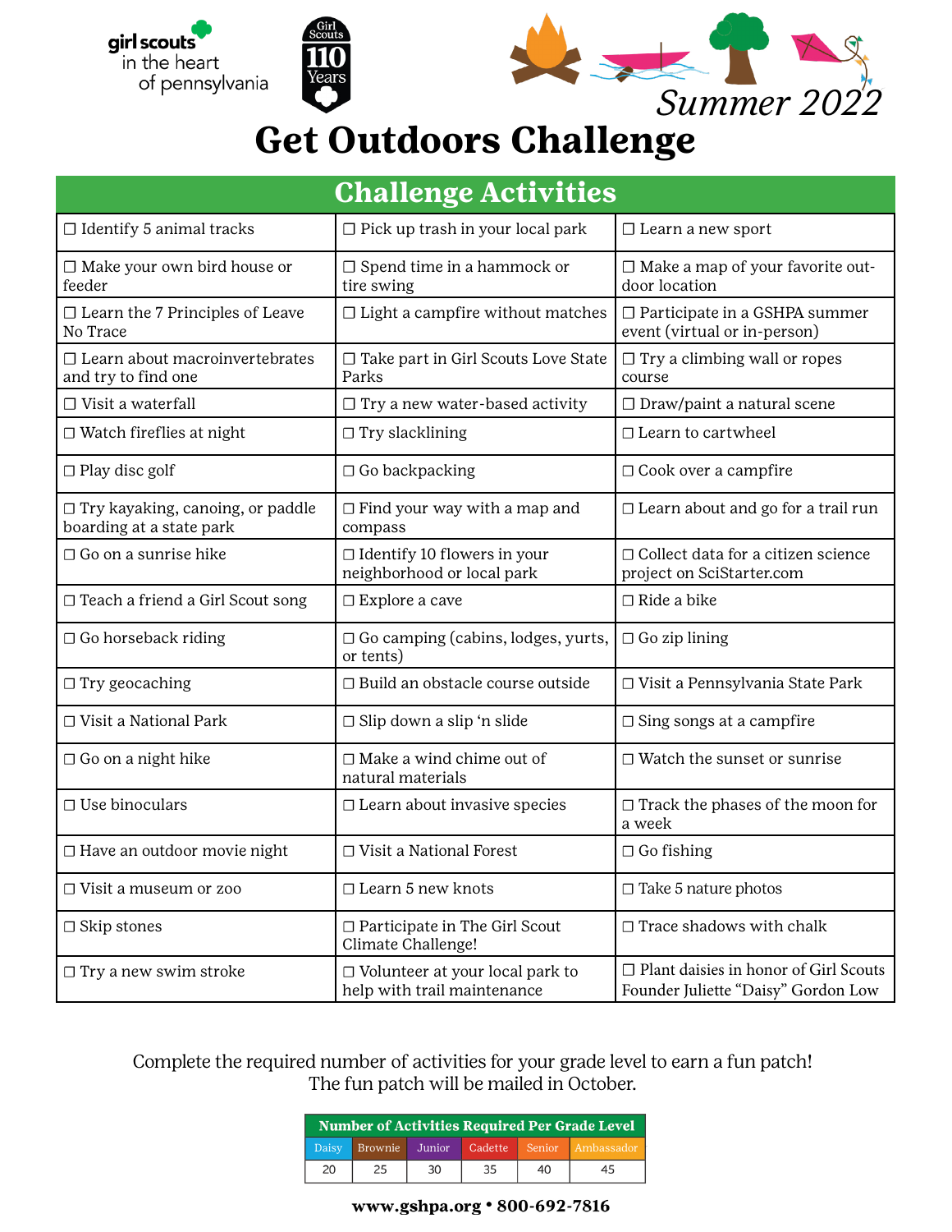girl scouts in the heart of pennsylvania

Girl Scouts 110 Years

*Summer 2022*

# Get Outdoors Challenge

## Challenge Activities

| | | |
|---|---|---|
| ☐ Identify 5 animal tracks | ☐ Pick up trash in your local park | ☐ Learn a new sport |
| ☐ Make your own bird house or feeder | ☐ Spend time in a hammock or tire swing | ☐ Make a map of your favorite outdoor location |
| ☐ Learn the 7 Principles of Leave No Trace | ☐ Light a campfire without matches | ☐ Participate in a GSHPA summer event (virtual or in-person) |
| ☐ Learn about macroinvertebrates and try to find one | ☐ Take part in Girl Scouts Love State Parks | ☐ Try a climbing wall or ropes course |
| ☐ Visit a waterfall | ☐ Try a new water-based activity | ☐ Draw/paint a natural scene |
| ☐ Watch fireflies at night | ☐ Try slacklining | ☐ Learn to cartwheel |
| ☐ Play disc golf | ☐ Go backpacking | ☐ Cook over a campfire |
| ☐ Try kayaking, canoing, or paddle boarding at a state park | ☐ Find your way with a map and compass | ☐ Learn about and go for a trail run |
| ☐ Go on a sunrise hike | ☐ Identify 10 flowers in your neighborhood or local park | ☐ Collect data for a citizen science project on SciStarter.com |
| ☐ Teach a friend a Girl Scout song | ☐ Explore a cave | ☐ Ride a bike |
| ☐ Go horseback riding | ☐ Go camping (cabins, lodges, yurts, or tents) | ☐ Go zip lining |
| ☐ Try geocaching | ☐ Build an obstacle course outside | ☐ Visit a Pennsylvania State Park |
| ☐ Visit a National Park | ☐ Slip down a slip 'n slide | ☐ Sing songs at a campfire |
| ☐ Go on a night hike | ☐ Make a wind chime out of natural materials | ☐ Watch the sunset or sunrise |
| ☐ Use binoculars | ☐ Learn about invasive species | ☐ Track the phases of the moon for a week |
| ☐ Have an outdoor movie night | ☐ Visit a National Forest | ☐ Go fishing |
| ☐ Visit a museum or zoo | ☐ Learn 5 new knots | ☐ Take 5 nature photos |
| ☐ Skip stones | ☐ Participate in The Girl Scout Climate Challenge! | ☐ Trace shadows with chalk |
| ☐ Try a new swim stroke | ☐ Volunteer at your local park to help with trail maintenance | ☐ Plant daisies in honor of Girl Scouts Founder Juliette "Daisy" Gordon Low |

Complete the required number of activities for your grade level to earn a fun patch!
The fun patch will be mailed in October.

**Number of Activities Required Per Grade Level**

| Daisy | Brownie | Junior | Cadette | Senior | Ambassador |
|---|---|---|---|---|---|
| 20 | 25 | 30 | 35 | 40 | 45 |

**www.gshpa.org • 800-692-7816**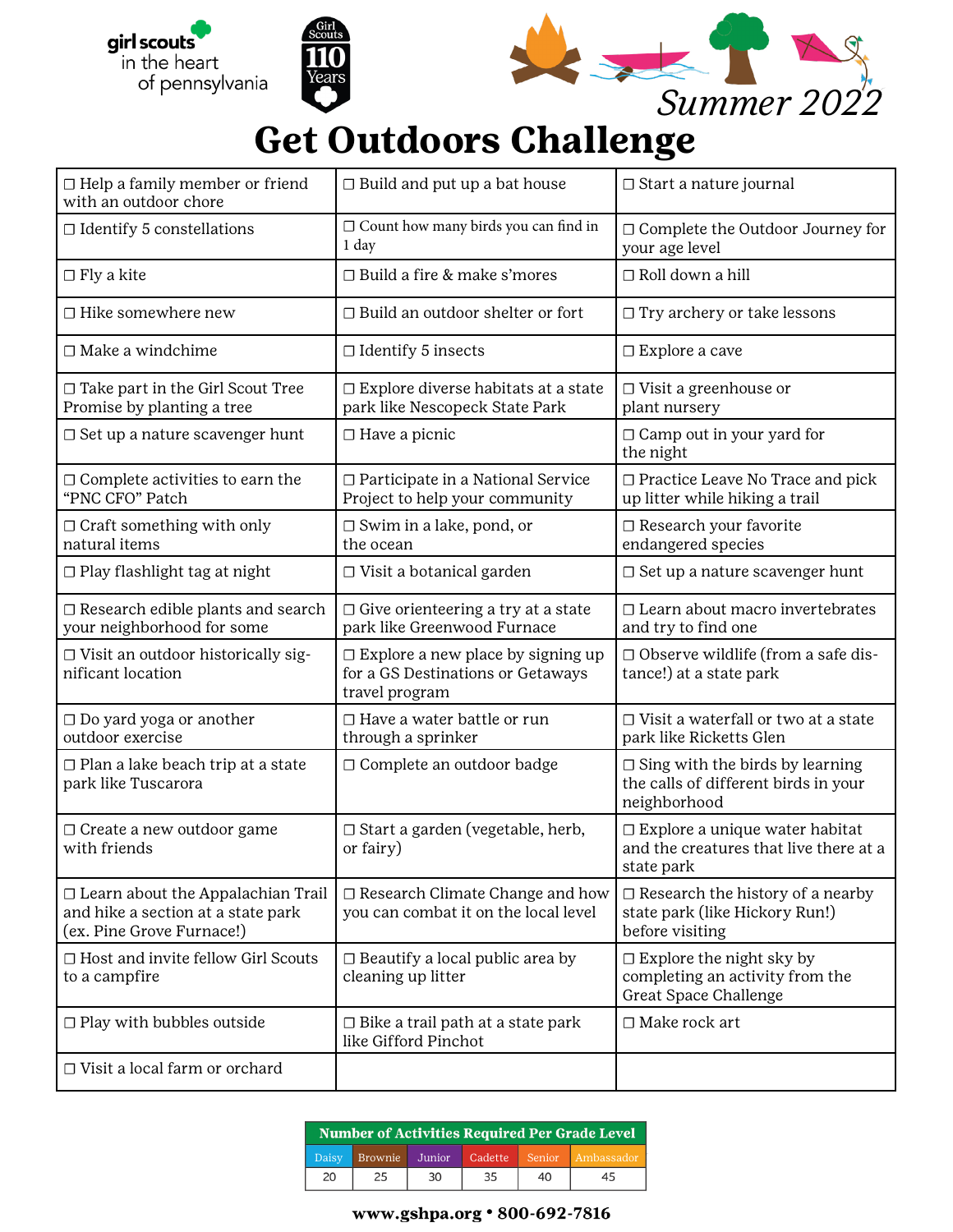girl scouts in the heart of pennsylvania

Girl Scouts 110 Years

Summer 2022

# Get Outdoors Challenge

| | | |
|---|---|---|
| ☐ Help a family member or friend with an outdoor chore | ☐ Build and put up a bat house | ☐ Start a nature journal |
| ☐ Identify 5 constellations | ☐ Count how many birds you can find in 1 day | ☐ Complete the Outdoor Journey for your age level |
| ☐ Fly a kite | ☐ Build a fire & make s'mores | ☐ Roll down a hill |
| ☐ Hike somewhere new | ☐ Build an outdoor shelter or fort | ☐ Try archery or take lessons |
| ☐ Make a windchime | ☐ Identify 5 insects | ☐ Explore a cave |
| ☐ Take part in the Girl Scout Tree Promise by planting a tree | ☐ Explore diverse habitats at a state park like Nescopeck State Park | ☐ Visit a greenhouse or plant nursery |
| ☐ Set up a nature scavenger hunt | ☐ Have a picnic | ☐ Camp out in your yard for the night |
| ☐ Complete activities to earn the "PNC CFO" Patch | ☐ Participate in a National Service Project to help your community | ☐ Practice Leave No Trace and pick up litter while hiking a trail |
| ☐ Craft something with only natural items | ☐ Swim in a lake, pond, or the ocean | ☐ Research your favorite endangered species |
| ☐ Play flashlight tag at night | ☐ Visit a botanical garden | ☐ Set up a nature scavenger hunt |
| ☐ Research edible plants and search your neighborhood for some | ☐ Give orienteering a try at a state park like Greenwood Furnace | ☐ Learn about macro invertebrates and try to find one |
| ☐ Visit an outdoor historically significant location | ☐ Explore a new place by signing up for a GS Destinations or Getaways travel program | ☐ Observe wildlife (from a safe distance!) at a state park |
| ☐ Do yard yoga or another outdoor exercise | ☐ Have a water battle or run through a sprinkler | ☐ Visit a waterfall or two at a state park like Ricketts Glen |
| ☐ Plan a lake beach trip at a state park like Tuscarora | ☐ Complete an outdoor badge | ☐ Sing with the birds by learning the calls of different birds in your neighborhood |
| ☐ Create a new outdoor game with friends | ☐ Start a garden (vegetable, herb, or fairy) | ☐ Explore a unique water habitat and the creatures that live there at a state park |
| ☐ Learn about the Appalachian Trail and hike a section at a state park (ex. Pine Grove Furnace!) | ☐ Research Climate Change and how you can combat it on the local level | ☐ Research the history of a nearby state park (like Hickory Run!) before visiting |
| ☐ Host and invite fellow Girl Scouts to a campfire | ☐ Beautify a local public area by cleaning up litter | ☐ Explore the night sky by completing an activity from the Great Space Challenge |
| ☐ Play with bubbles outside | ☐ Bike a trail path at a state park like Gifford Pinchot | ☐ Make rock art |
| ☐ Visit a local farm or orchard | | |

**Number of Activities Required Per Grade Level**

| Daisy | Brownie | Junior | Cadette | Senior | Ambassador |
|---|---|---|---|---|---|
| 20 | 25 | 30 | 35 | 40 | 45 |

**www.gshpa.org • 800-692-7816**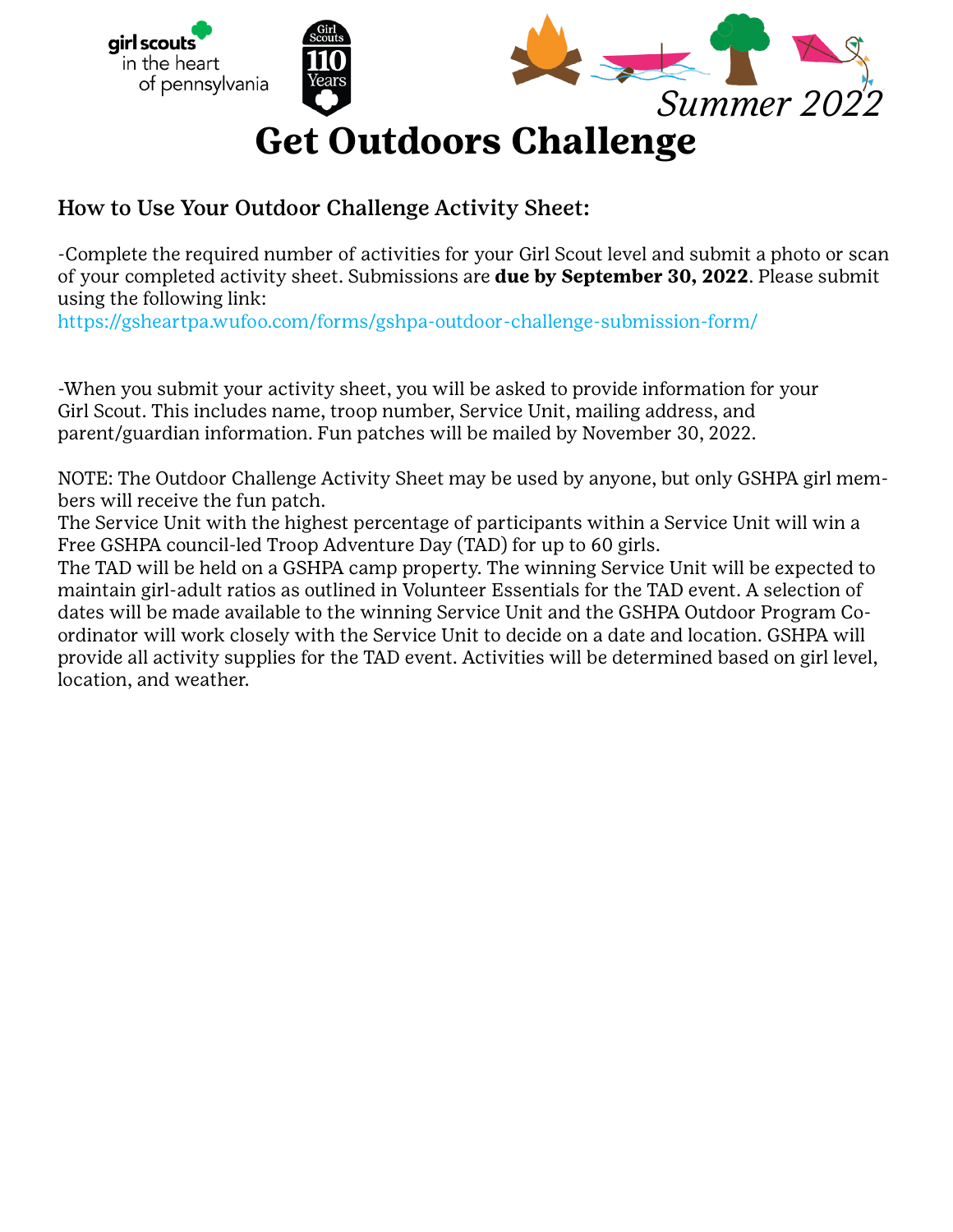girl scouts in the heart of pennsylvania

Girl Scouts 110 Years

*Summer 2022*

# Get Outdoors Challenge

### How to Use Your Outdoor Challenge Activity Sheet:

-Complete the required number of activities for your Girl Scout level and submit a photo or scan of your completed activity sheet. Submissions are **due by September 30, 2022**. Please submit using the following link:
https://gsheartpa.wufoo.com/forms/gshpa-outdoor-challenge-submission-form/

-When you submit your activity sheet, you will be asked to provide information for your Girl Scout. This includes name, troop number, Service Unit, mailing address, and parent/guardian information. Fun patches will be mailed by November 30, 2022.

NOTE: The Outdoor Challenge Activity Sheet may be used by anyone, but only GSHPA girl members will receive the fun patch.
The Service Unit with the highest percentage of participants within a Service Unit will win a Free GSHPA council-led Troop Adventure Day (TAD) for up to 60 girls.
The TAD will be held on a GSHPA camp property. The winning Service Unit will be expected to maintain girl-adult ratios as outlined in Volunteer Essentials for the TAD event. A selection of dates will be made available to the winning Service Unit and the GSHPA Outdoor Program Coordinator will work closely with the Service Unit to decide on a date and location. GSHPA will provide all activity supplies for the TAD event. Activities will be determined based on girl level, location, and weather.